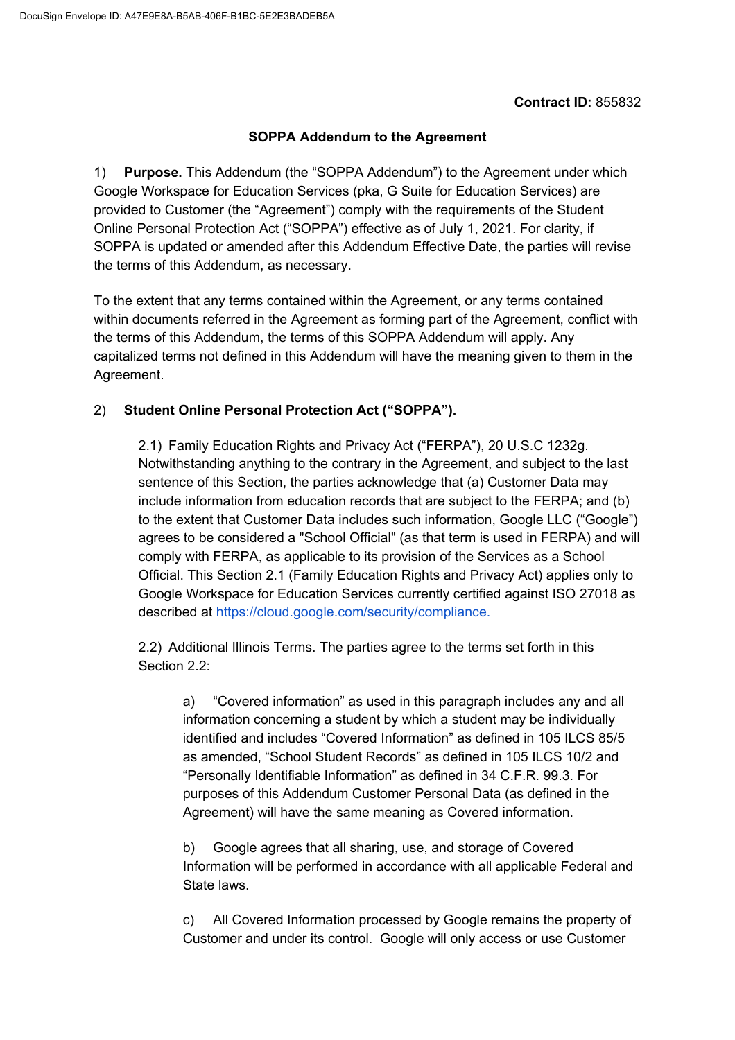**Contract ID:** 855832

**SOPPA Addendum to the Agreement**

1) **Purpose.** This Addendum (the "SOPPA Addendum") to the Agreement under which Google Workspace for Education Services (pka, G Suite for Education Services) are provided to Customer (the "Agreement") comply with the requirements of the Student Online Personal Protection Act ("SOPPA") effective as of July 1, 2021. For clarity, if SOPPA is updated or amended after this Addendum Effective Date, the parties will revise the terms of this Addendum, as necessary.

To the extent that any terms contained within the Agreement, or any terms contained within documents referred in the Agreement as forming part of the Agreement, conflict with the terms of this Addendum, the terms of this SOPPA Addendum will apply. Any capitalized terms not defined in this Addendum will have the meaning given to them in the Agreement.

2) **Student Online Personal Protection Act ("SOPPA").**

2.1) Family Education Rights and Privacy Act ("FERPA"), 20 U.S.C 1232g. Notwithstanding anything to the contrary in the Agreement, and subject to the last sentence of this Section, the parties acknowledge that (a) Customer Data may include information from education records that are subject to the FERPA; and (b) to the extent that Customer Data includes such information, Google LLC ("Google") agrees to be considered a "School Official" (as that term is used in FERPA) and will comply with FERPA, as applicable to its provision of the Services as a School Official. This Section 2.1 (Family Education Rights and Privacy Act) applies only to Google Workspace for Education Services currently certified against ISO 27018 as described at https://cloud.google.com/security/compliance.

2.2) Additional Illinois Terms. The parties agree to the terms set forth in this Section 2.2:

a) "Covered information" as used in this paragraph includes any and all information concerning a student by which a student may be individually identified and includes "Covered Information" as defined in 105 ILCS 85/5 as amended, "School Student Records" as defined in 105 ILCS 10/2 and "Personally Identifiable Information" as defined in 34 C.F.R. 99.3. For purposes of this Addendum Customer Personal Data (as defined in the Agreement) will have the same meaning as Covered information.

b) Google agrees that all sharing, use, and storage of Covered Information will be performed in accordance with all applicable Federal and State laws.

c) All Covered Information processed by Google remains the property of Customer and under its control. Google will only access or use Customer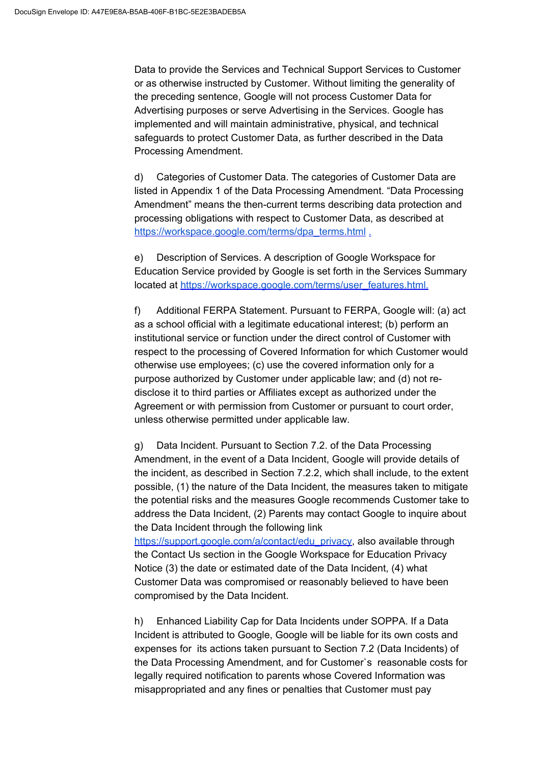Data to provide the Services and Technical Support Services to Customer or as otherwise instructed by Customer. Without limiting the generality of the preceding sentence, Google will not process Customer Data for Advertising purposes or serve Advertising in the Services. Google has implemented and will maintain administrative, physical, and technical safeguards to protect Customer Data, as further described in the Data Processing Amendment.

d) Categories of Customer Data. The categories of Customer Data are listed in Appendix 1 of the Data Processing Amendment. "Data Processing Amendment" means the then-current terms describing data protection and processing obligations with respect to Customer Data, as described at https://workspace.google.com/terms/dpa_terms.html .

e) Description of Services. A description of Google Workspace for Education Service provided by Google is set forth in the Services Summary located at https://workspace.google.com/terms/user_features.html.

f) Additional FERPA Statement. Pursuant to FERPA, Google will: (a) act as a school official with a legitimate educational interest; (b) perform an institutional service or function under the direct control of Customer with respect to the processing of Covered Information for which Customer would otherwise use employees; (c) use the covered information only for a purpose authorized by Customer under applicable law; and (d) not re-disclose it to third parties or Affiliates except as authorized under the Agreement or with permission from Customer or pursuant to court order, unless otherwise permitted under applicable law.

g) Data Incident. Pursuant to Section 7.2. of the Data Processing Amendment, in the event of a Data Incident, Google will provide details of the incident, as described in Section 7.2.2, which shall include, to the extent possible, (1) the nature of the Data Incident, the measures taken to mitigate the potential risks and the measures Google recommends Customer take to address the Data Incident, (2) Parents may contact Google to inquire about the Data Incident through the following link https://support.google.com/a/contact/edu_privacy, also available through the Contact Us section in the Google Workspace for Education Privacy Notice (3) the date or estimated date of the Data Incident, (4) what Customer Data was compromised or reasonably believed to have been compromised by the Data Incident.

h) Enhanced Liability Cap for Data Incidents under SOPPA. If a Data Incident is attributed to Google, Google will be liable for its own costs and expenses for its actions taken pursuant to Section 7.2 (Data Incidents) of the Data Processing Amendment, and for Customer`s reasonable costs for legally required notification to parents whose Covered Information was misappropriated and any fines or penalties that Customer must pay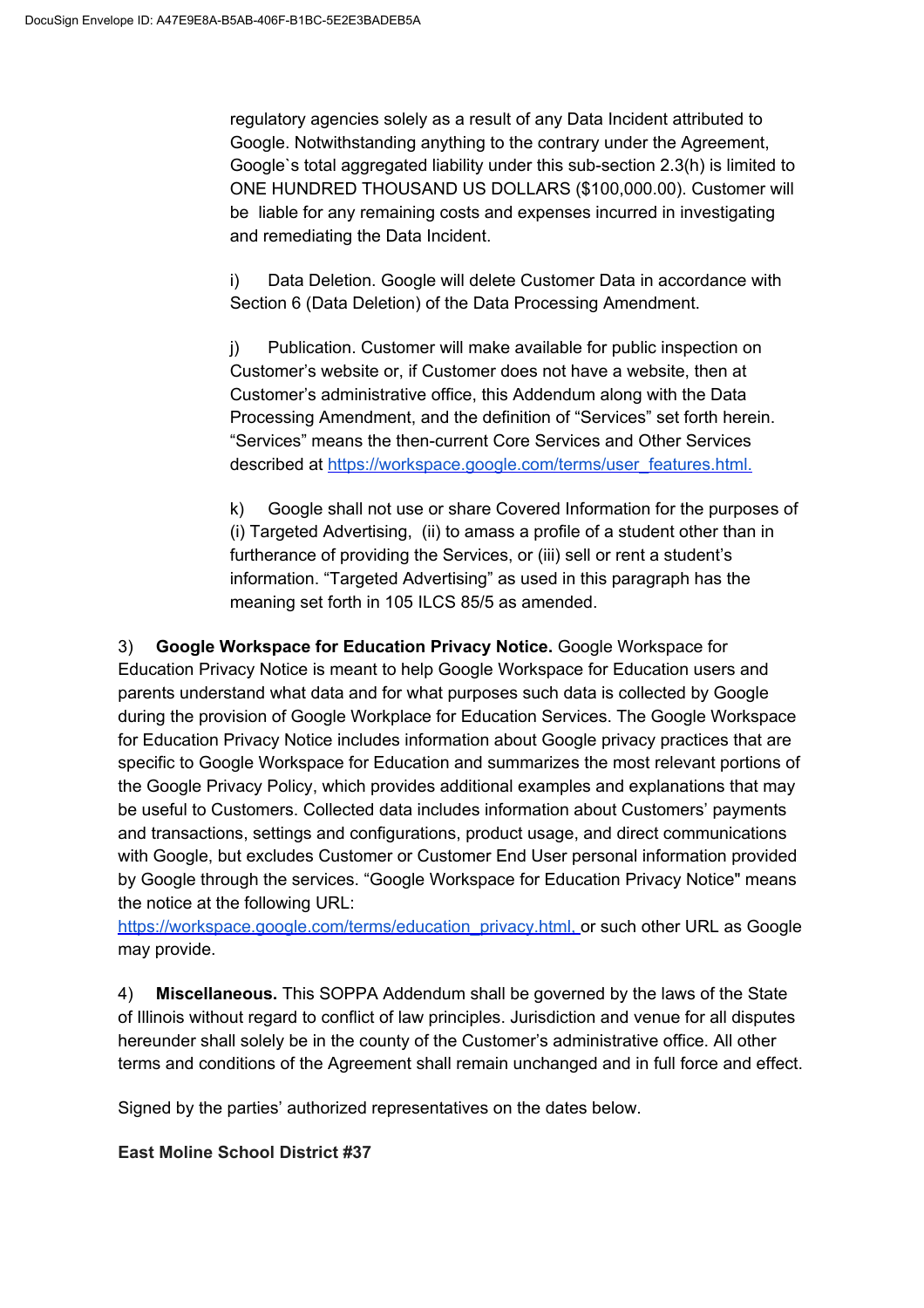regulatory agencies solely as a result of any Data Incident attributed to Google. Notwithstanding anything to the contrary under the Agreement, Google`s total aggregated liability under this sub-section 2.3(h) is limited to ONE HUNDRED THOUSAND US DOLLARS ($100,000.00). Customer will be liable for any remaining costs and expenses incurred in investigating and remediating the Data Incident.

i) Data Deletion. Google will delete Customer Data in accordance with Section 6 (Data Deletion) of the Data Processing Amendment.

j) Publication. Customer will make available for public inspection on Customer's website or, if Customer does not have a website, then at Customer's administrative office, this Addendum along with the Data Processing Amendment, and the definition of "Services" set forth herein. "Services" means the then-current Core Services and Other Services described at https://workspace.google.com/terms/user_features.html.

k) Google shall not use or share Covered Information for the purposes of (i) Targeted Advertising, (ii) to amass a profile of a student other than in furtherance of providing the Services, or (iii) sell or rent a student's information. "Targeted Advertising" as used in this paragraph has the meaning set forth in 105 ILCS 85/5 as amended.

3) **Google Workspace for Education Privacy Notice.** Google Workspace for Education Privacy Notice is meant to help Google Workspace for Education users and parents understand what data and for what purposes such data is collected by Google during the provision of Google Workplace for Education Services. The Google Workspace for Education Privacy Notice includes information about Google privacy practices that are specific to Google Workspace for Education and summarizes the most relevant portions of the Google Privacy Policy, which provides additional examples and explanations that may be useful to Customers. Collected data includes information about Customers' payments and transactions, settings and configurations, product usage, and direct communications with Google, but excludes Customer or Customer End User personal information provided by Google through the services. "Google Workspace for Education Privacy Notice" means the notice at the following URL: https://workspace.google.com/terms/education_privacy.html. or such other URL as Google may provide.

4) **Miscellaneous.** This SOPPA Addendum shall be governed by the laws of the State of Illinois without regard to conflict of law principles. Jurisdiction and venue for all disputes hereunder shall solely be in the county of the Customer's administrative office. All other terms and conditions of the Agreement shall remain unchanged and in full force and effect.

Signed by the parties' authorized representatives on the dates below.

**East Moline School District #37**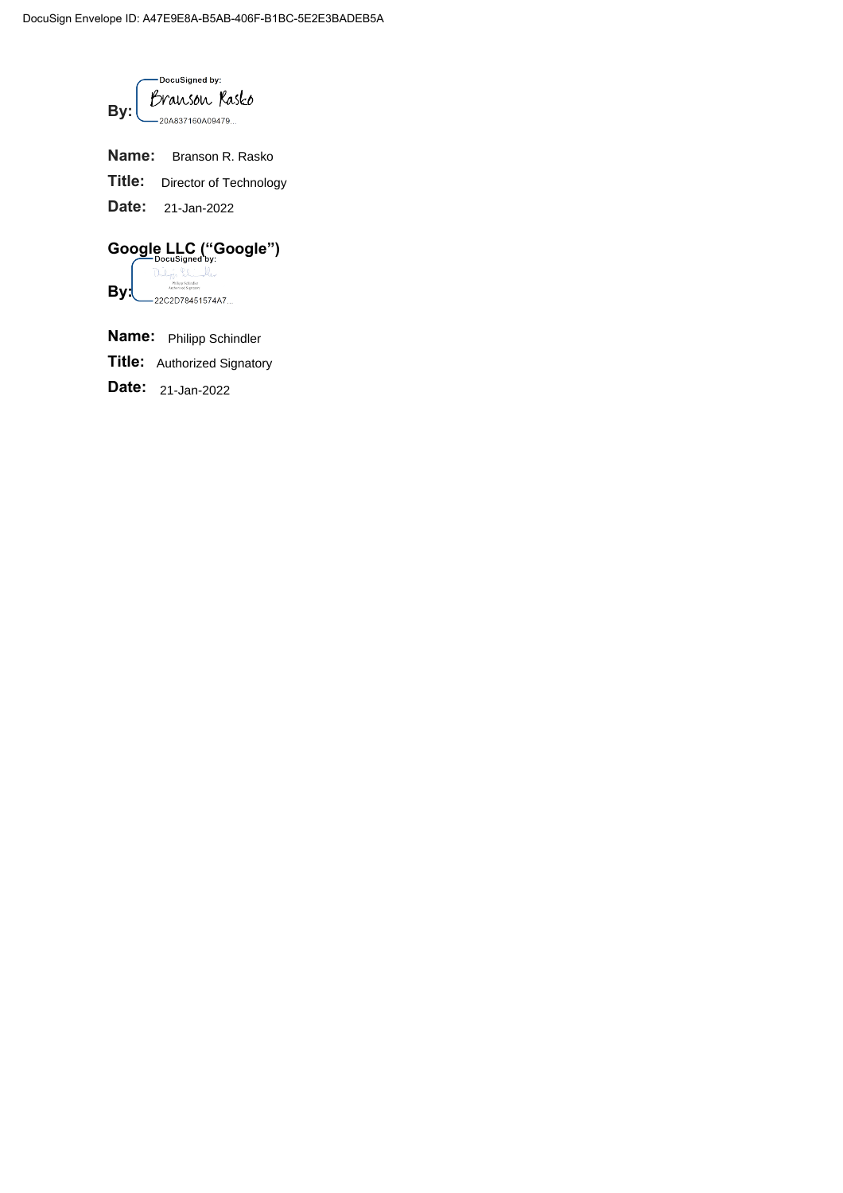DocuSign Envelope ID: A47E9E8A-B5AB-406F-B1BC-5E2E3BADEB5A

**By:** DocuSigned by: Branson Rasko 20A837160A09479...

**Name:** Branson R. Rasko

**Title:** Director of Technology

**Date:** 21-Jan-2022

**Google LLC ("Google")**

**By:** DocuSigned by: Philipp Schindler 22C2D78451574A7...

**Name:** Philipp Schindler

**Title:** Authorized Signatory

**Date:** 21-Jan-2022